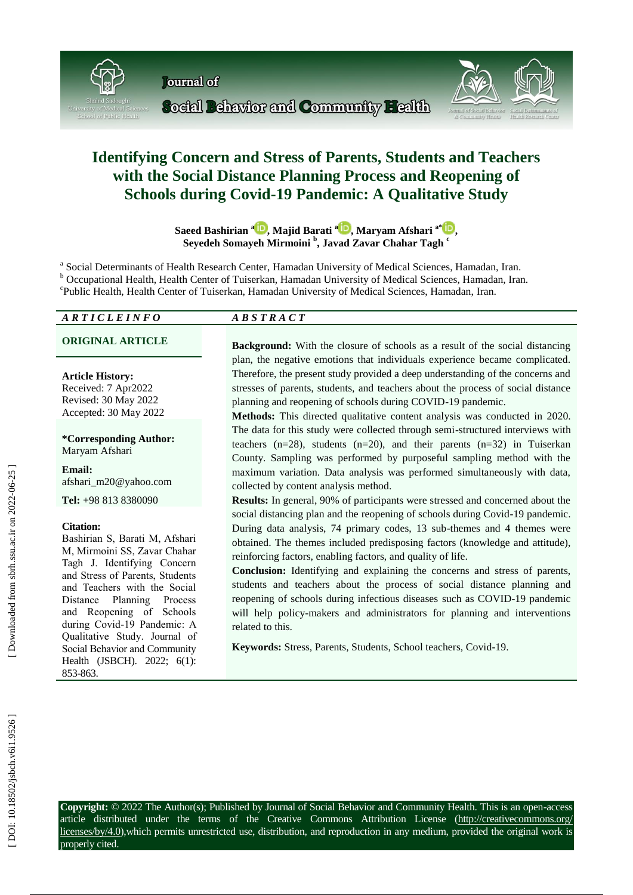Journal of Social Behavior and Community Health

# Identifying Concern and Stress of Parents, Students and Teachers with the Social Distance Planning Process and Reopening of Schools during Covid-19 Pandemic: A Qualitative Study

**Saeed Bashirian [a], Majid Barati [a], Maryam Afshari [a*], Seyedeh Somayeh Mirmoini [b], Javad Zavar Chahar Tagh [c]**

[a] Social Determinants of Health Research Center, Hamadan University of Medical Sciences, Hamadan, Iran.
[b] Occupational Health, Health Center of Tuiserkan, Hamadan University of Medical Sciences, Hamadan, Iran.
[c] Public Health, Health Center of Tuiserkan, Hamadan University of Medical Sciences, Hamadan, Iran.

***ARTICLE INFO***

**ORIGINAL ARTICLE**

**Article History:**
Received: 7 Apr2022
Revised: 30 May 2022
Accepted: 30 May 2022

**\*Corresponding Author:**
Maryam Afshari

**Email:**
afshari_m20@yahoo.com

**Tel:** +98 813 8380090

**Citation:**
Bashirian S, Barati M, Afshari M, Mirmoini SS, Zavar Chahar Tagh J. Identifying Concern and Stress of Parents, Students and Teachers with the Social Distance Planning Process and Reopening of Schools during Covid-19 Pandemic: A Qualitative Study. Journal of Social Behavior and Community Health (JSBCH). 2022; 6(1): 853-863.

***ABSTRACT***

**Background:** With the closure of schools as a result of the social distancing plan, the negative emotions that individuals experience became complicated. Therefore, the present study provided a deep understanding of the concerns and stresses of parents, students, and teachers about the process of social distance planning and reopening of schools during COVID-19 pandemic.

**Methods:** This directed qualitative content analysis was conducted in 2020. The data for this study were collected through semi-structured interviews with teachers (n=28), students (n=20), and their parents (n=32) in Tuiserkan County. Sampling was performed by purposeful sampling method with the maximum variation. Data analysis was performed simultaneously with data, collected by content analysis method.

**Results:** In general, 90% of participants were stressed and concerned about the social distancing plan and the reopening of schools during Covid-19 pandemic. During data analysis, 74 primary codes, 13 sub-themes and 4 themes were obtained. The themes included predisposing factors (knowledge and attitude), reinforcing factors, enabling factors, and quality of life.

**Conclusion:** Identifying and explaining the concerns and stress of parents, students and teachers about the process of social distance planning and reopening of schools during infectious diseases such as COVID-19 pandemic will help policy-makers and administrators for planning and interventions related to this.

**Keywords:** Stress, Parents, Students, School teachers, Covid-19.

**Copyright:** © 2022 The Author(s); Published by Journal of Social Behavior and Community Health. This is an open-access article distributed under the terms of the Creative Commons Attribution License (http://creativecommons.org/licenses/by/4.0),which permits unrestricted use, distribution, and reproduction in any medium, provided the original work is properly cited.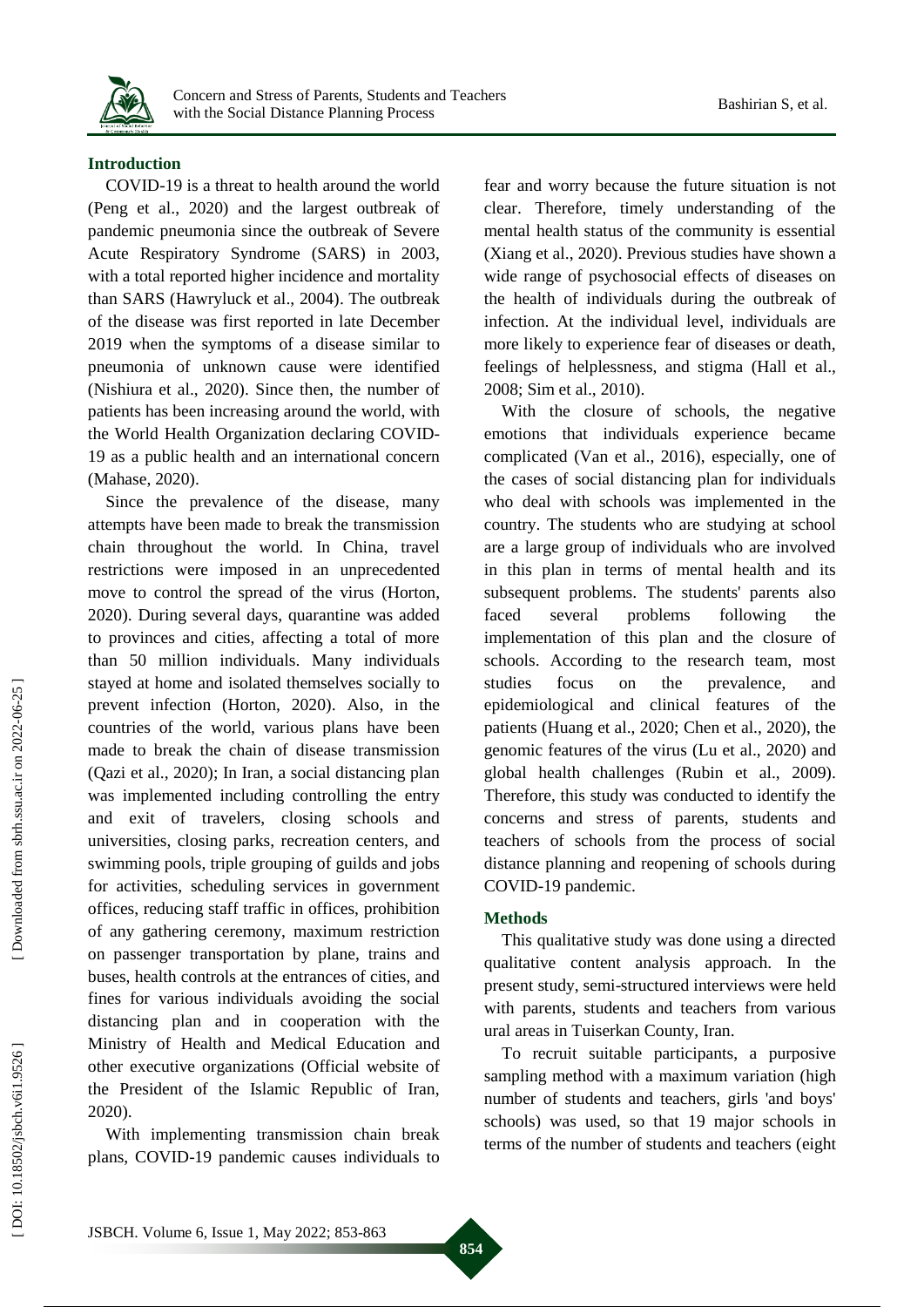## Introduction

COVID-19 is a threat to health around the world (Peng et al., 2020) and the largest outbreak of pandemic pneumonia since the outbreak of Severe Acute Respiratory Syndrome (SARS) in 2003, with a total reported higher incidence and mortality than SARS (Hawryluck et al., 2004). The outbreak of the disease was first reported in late December 2019 when the symptoms of a disease similar to pneumonia of unknown cause were identified (Nishiura et al., 2020). Since then, the number of patients has been increasing around the world, with the World Health Organization declaring COVID-19 as a public health and an international concern (Mahase, 2020).

Since the prevalence of the disease, many attempts have been made to break the transmission chain throughout the world. In China, travel restrictions were imposed in an unprecedented move to control the spread of the virus (Horton, 2020). During several days, quarantine was added to provinces and cities, affecting a total of more than 50 million individuals. Many individuals stayed at home and isolated themselves socially to prevent infection (Horton, 2020). Also, in the countries of the world, various plans have been made to break the chain of disease transmission (Qazi et al., 2020); In Iran, a social distancing plan was implemented including controlling the entry and exit of travelers, closing schools and universities, closing parks, recreation centers, and swimming pools, triple grouping of guilds and jobs for activities, scheduling services in government offices, reducing staff traffic in offices, prohibition of any gathering ceremony, maximum restriction on passenger transportation by plane, trains and buses, health controls at the entrances of cities, and fines for various individuals avoiding the social distancing plan and in cooperation with the Ministry of Health and Medical Education and other executive organizations (Official website of the President of the Islamic Republic of Iran, 2020).

With implementing transmission chain break plans, COVID-19 pandemic causes individuals to fear and worry because the future situation is not clear. Therefore, timely understanding of the mental health status of the community is essential (Xiang et al., 2020). Previous studies have shown a wide range of psychosocial effects of diseases on the health of individuals during the outbreak of infection. At the individual level, individuals are more likely to experience fear of diseases or death, feelings of helplessness, and stigma (Hall et al., 2008; Sim et al., 2010).

With the closure of schools, the negative emotions that individuals experience became complicated (Van et al., 2016), especially, one of the cases of social distancing plan for individuals who deal with schools was implemented in the country. The students who are studying at school are a large group of individuals who are involved in this plan in terms of mental health and its subsequent problems. The students' parents also faced several problems following the implementation of this plan and the closure of schools. According to the research team, most studies focus on the prevalence, and epidemiological and clinical features of the patients (Huang et al., 2020; Chen et al., 2020), the genomic features of the virus (Lu et al., 2020) and global health challenges (Rubin et al., 2009). Therefore, this study was conducted to identify the concerns and stress of parents, students and teachers of schools from the process of social distance planning and reopening of schools during COVID-19 pandemic.

## Methods

This qualitative study was done using a directed qualitative content analysis approach. In the present study, semi-structured interviews were held with parents, students and teachers from various ural areas in Tuiserkan County, Iran.

To recruit suitable participants, a purposive sampling method with a maximum variation (high number of students and teachers, girls 'and boys' schools) was used, so that 19 major schools in terms of the number of students and teachers (eight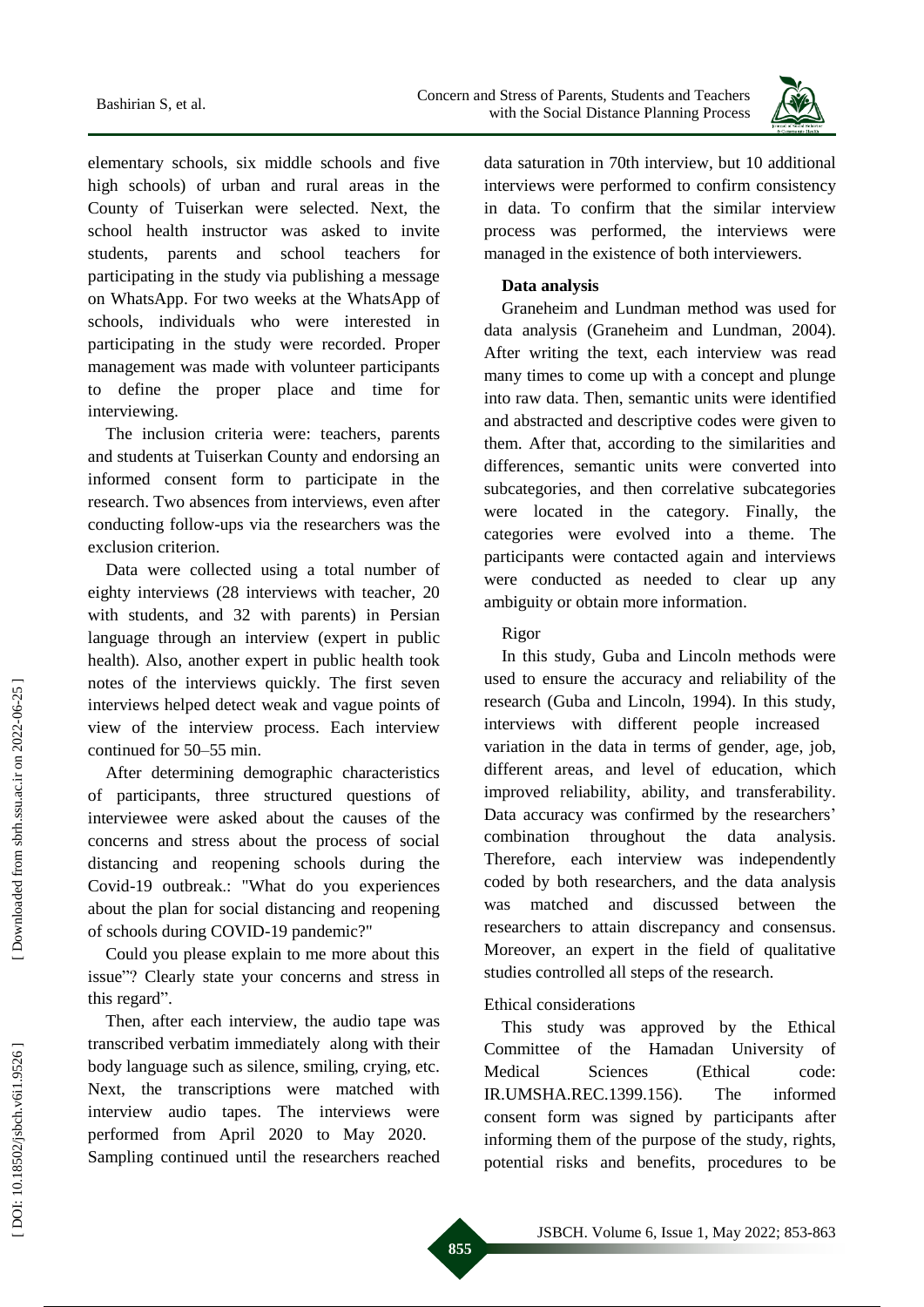elementary schools, six middle schools and five high schools) of urban and rural areas in the County of Tuiserkan were selected. Next, the school health instructor was asked to invite students, parents and school teachers for participating in the study via publishing a message on WhatsApp. For two weeks at the WhatsApp of schools, individuals who were interested in participating in the study were recorded. Proper management was made with volunteer participants to define the proper place and time for interviewing.

The inclusion criteria were: teachers, parents and students at Tuiserkan County and endorsing an informed consent form to participate in the research. Two absences from interviews, even after conducting follow-ups via the researchers was the exclusion criterion.

Data were collected using a total number of eighty interviews (28 interviews with teacher, 20 with students, and 32 with parents) in Persian language through an interview (expert in public health). Also, another expert in public health took notes of the interviews quickly. The first seven interviews helped detect weak and vague points of view of the interview process. Each interview continued for 50–55 min.

After determining demographic characteristics of participants, three structured questions of interviewee were asked about the causes of the concerns and stress about the process of social distancing and reopening schools during the Covid-19 outbreak.: "What do you experiences about the plan for social distancing and reopening of schools during COVID-19 pandemic?"

Could you please explain to me more about this issue"? Clearly state your concerns and stress in this regard".

Then, after each interview, the audio tape was transcribed verbatim immediately along with their body language such as silence, smiling, crying, etc. Next, the transcriptions were matched with interview audio tapes. The interviews were performed from April 2020 to May 2020. Sampling continued until the researchers reached data saturation in 70th interview, but 10 additional interviews were performed to confirm consistency in data. To confirm that the similar interview process was performed, the interviews were managed in the existence of both interviewers.

**Data analysis**

Graneheim and Lundman method was used for data analysis (Graneheim and Lundman, 2004). After writing the text, each interview was read many times to come up with a concept and plunge into raw data. Then, semantic units were identified and abstracted and descriptive codes were given to them. After that, according to the similarities and differences, semantic units were converted into subcategories, and then correlative subcategories were located in the category. Finally, the categories were evolved into a theme. The participants were contacted again and interviews were conducted as needed to clear up any ambiguity or obtain more information.

Rigor

In this study, Guba and Lincoln methods were used to ensure the accuracy and reliability of the research (Guba and Lincoln, 1994). In this study, interviews with different people increased variation in the data in terms of gender, age, job, different areas, and level of education, which improved reliability, ability, and transferability. Data accuracy was confirmed by the researchers' combination throughout the data analysis. Therefore, each interview was independently coded by both researchers, and the data analysis was matched and discussed between the researchers to attain discrepancy and consensus. Moreover, an expert in the field of qualitative studies controlled all steps of the research.

Ethical considerations

This study was approved by the Ethical Committee of the Hamadan University of Medical Sciences (Ethical code: IR.UMSHA.REC.1399.156). The informed consent form was signed by participants after informing them of the purpose of the study, rights, potential risks and benefits, procedures to be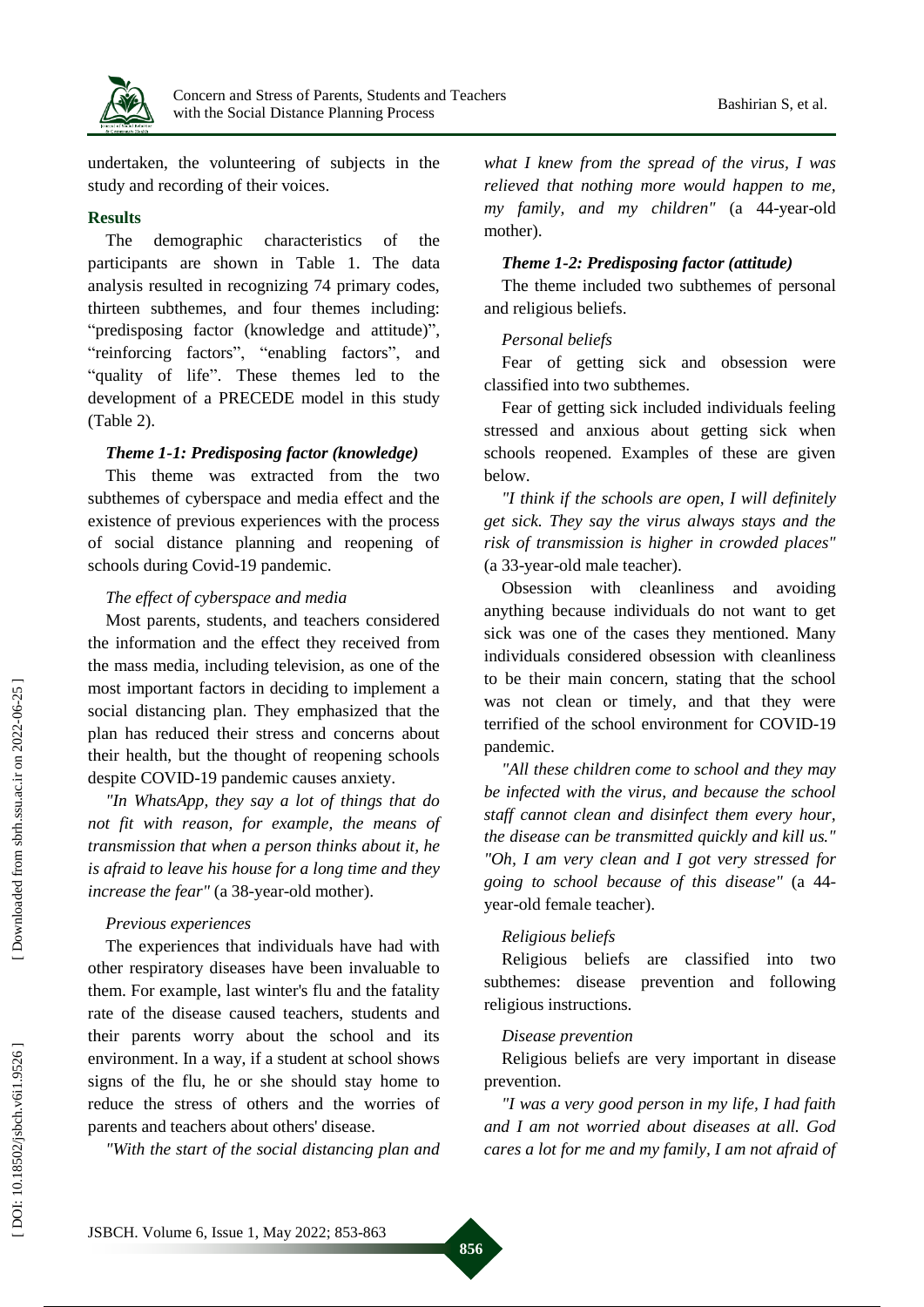undertaken, the volunteering of subjects in the study and recording of their voices.

## Results

The demographic characteristics of the participants are shown in Table 1. The data analysis resulted in recognizing 74 primary codes, thirteen subthemes, and four themes including: "predisposing factor (knowledge and attitude)", "reinforcing factors", "enabling factors", and "quality of life". These themes led to the development of a PRECEDE model in this study (Table 2).

### *Theme 1-1: Predisposing factor (knowledge)*

This theme was extracted from the two subthemes of cyberspace and media effect and the existence of previous experiences with the process of social distance planning and reopening of schools during Covid-19 pandemic.

*The effect of cyberspace and media*

Most parents, students, and teachers considered the information and the effect they received from the mass media, including television, as one of the most important factors in deciding to implement a social distancing plan. They emphasized that the plan has reduced their stress and concerns about their health, but the thought of reopening schools despite COVID-19 pandemic causes anxiety.

*"In WhatsApp, they say a lot of things that do not fit with reason, for example, the means of transmission that when a person thinks about it, he is afraid to leave his house for a long time and they increase the fear"* (a 38-year-old mother).

*Previous experiences*

The experiences that individuals have had with other respiratory diseases have been invaluable to them. For example, last winter's flu and the fatality rate of the disease caused teachers, students and their parents worry about the school and its environment. In a way, if a student at school shows signs of the flu, he or she should stay home to reduce the stress of others and the worries of parents and teachers about others' disease.

*"With the start of the social distancing plan and what I knew from the spread of the virus, I was relieved that nothing more would happen to me, my family, and my children"* (a 44-year-old mother).

### *Theme 1-2: Predisposing factor (attitude)*

The theme included two subthemes of personal and religious beliefs.

*Personal beliefs*

Fear of getting sick and obsession were classified into two subthemes.

Fear of getting sick included individuals feeling stressed and anxious about getting sick when schools reopened. Examples of these are given below.

*"I think if the schools are open, I will definitely get sick. They say the virus always stays and the risk of transmission is higher in crowded places"* (a 33-year-old male teacher).

Obsession with cleanliness and avoiding anything because individuals do not want to get sick was one of the cases they mentioned. Many individuals considered obsession with cleanliness to be their main concern, stating that the school was not clean or timely, and that they were terrified of the school environment for COVID-19 pandemic.

*"All these children come to school and they may be infected with the virus, and because the school staff cannot clean and disinfect them every hour, the disease can be transmitted quickly and kill us." "Oh, I am very clean and I got very stressed for going to school because of this disease"* (a 44-year-old female teacher).

*Religious beliefs*

Religious beliefs are classified into two subthemes: disease prevention and following religious instructions.

*Disease prevention*

Religious beliefs are very important in disease prevention.

*"I was a very good person in my life, I had faith and I am not worried about diseases at all. God cares a lot for me and my family, I am not afraid of*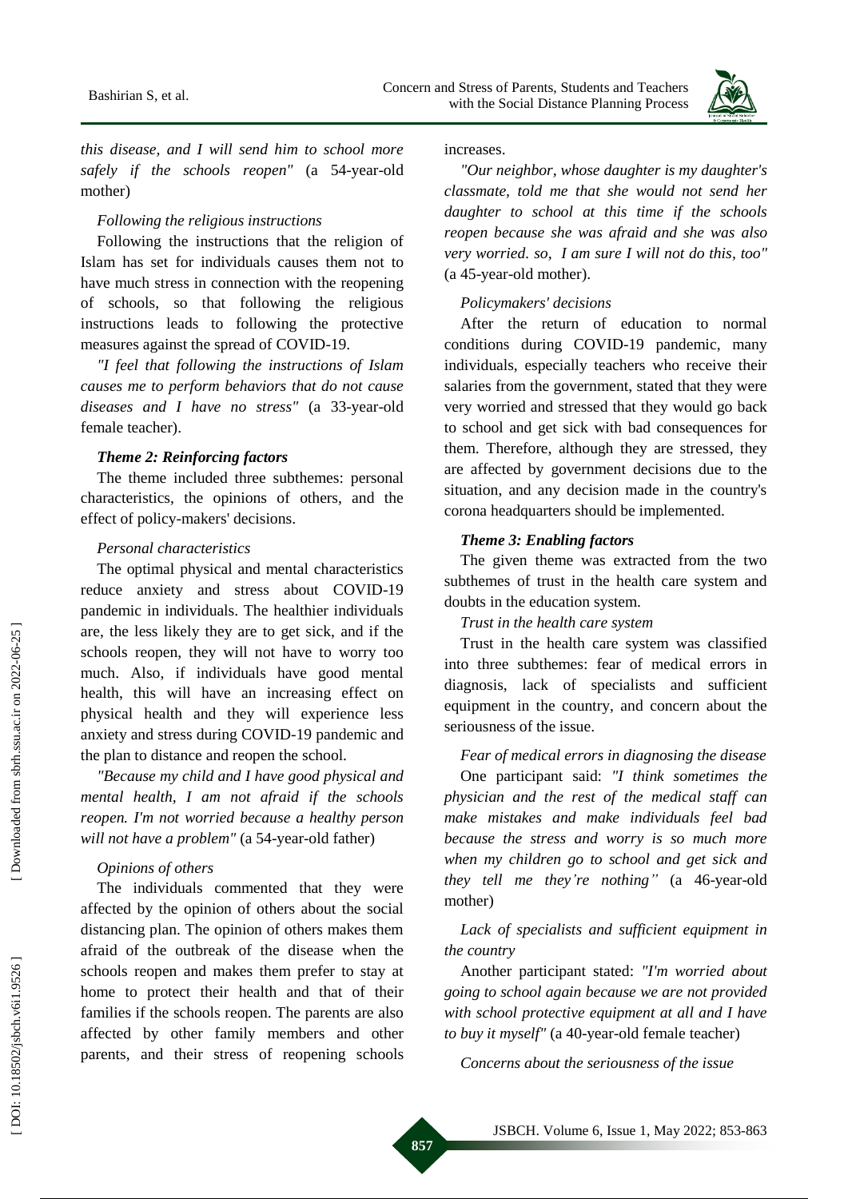*this disease, and I will send him to school more safely if the schools reopen"* (a 54-year-old mother)

*Following the religious instructions*

Following the instructions that the religion of Islam has set for individuals causes them not to have much stress in connection with the reopening of schools, so that following the religious instructions leads to following the protective measures against the spread of COVID-19.

*"I feel that following the instructions of Islam causes me to perform behaviors that do not cause diseases and I have no stress"* (a 33-year-old female teacher).

***Theme 2: Reinforcing factors***

The theme included three subthemes: personal characteristics, the opinions of others, and the effect of policy-makers' decisions.

*Personal characteristics*

The optimal physical and mental characteristics reduce anxiety and stress about COVID-19 pandemic in individuals. The healthier individuals are, the less likely they are to get sick, and if the schools reopen, they will not have to worry too much. Also, if individuals have good mental health, this will have an increasing effect on physical health and they will experience less anxiety and stress during COVID-19 pandemic and the plan to distance and reopen the school.

*"Because my child and I have good physical and mental health, I am not afraid if the schools reopen. I'm not worried because a healthy person will not have a problem"* (a 54-year-old father)

*Opinions of others*

The individuals commented that they were affected by the opinion of others about the social distancing plan. The opinion of others makes them afraid of the outbreak of the disease when the schools reopen and makes them prefer to stay at home to protect their health and that of their families if the schools reopen. The parents are also affected by other family members and other parents, and their stress of reopening schools increases.

*"Our neighbor, whose daughter is my daughter's classmate, told me that she would not send her daughter to school at this time if the schools reopen because she was afraid and she was also very worried. so, I am sure I will not do this, too"* (a 45-year-old mother).

*Policymakers' decisions*

After the return of education to normal conditions during COVID-19 pandemic, many individuals, especially teachers who receive their salaries from the government, stated that they were very worried and stressed that they would go back to school and get sick with bad consequences for them. Therefore, although they are stressed, they are affected by government decisions due to the situation, and any decision made in the country's corona headquarters should be implemented.

***Theme 3: Enabling factors***

The given theme was extracted from the two subthemes of trust in the health care system and doubts in the education system.

*Trust in the health care system*

Trust in the health care system was classified into three subthemes: fear of medical errors in diagnosis, lack of specialists and sufficient equipment in the country, and concern about the seriousness of the issue.

*Fear of medical errors in diagnosing the disease*

One participant said: *"I think sometimes the physician and the rest of the medical staff can make mistakes and make individuals feel bad because the stress and worry is so much more when my children go to school and get sick and they tell me they're nothing"* (a 46-year-old mother)

*Lack of specialists and sufficient equipment in the country*

Another participant stated: *"I'm worried about going to school again because we are not provided with school protective equipment at all and I have to buy it myself"* (a 40-year-old female teacher)

*Concerns about the seriousness of the issue*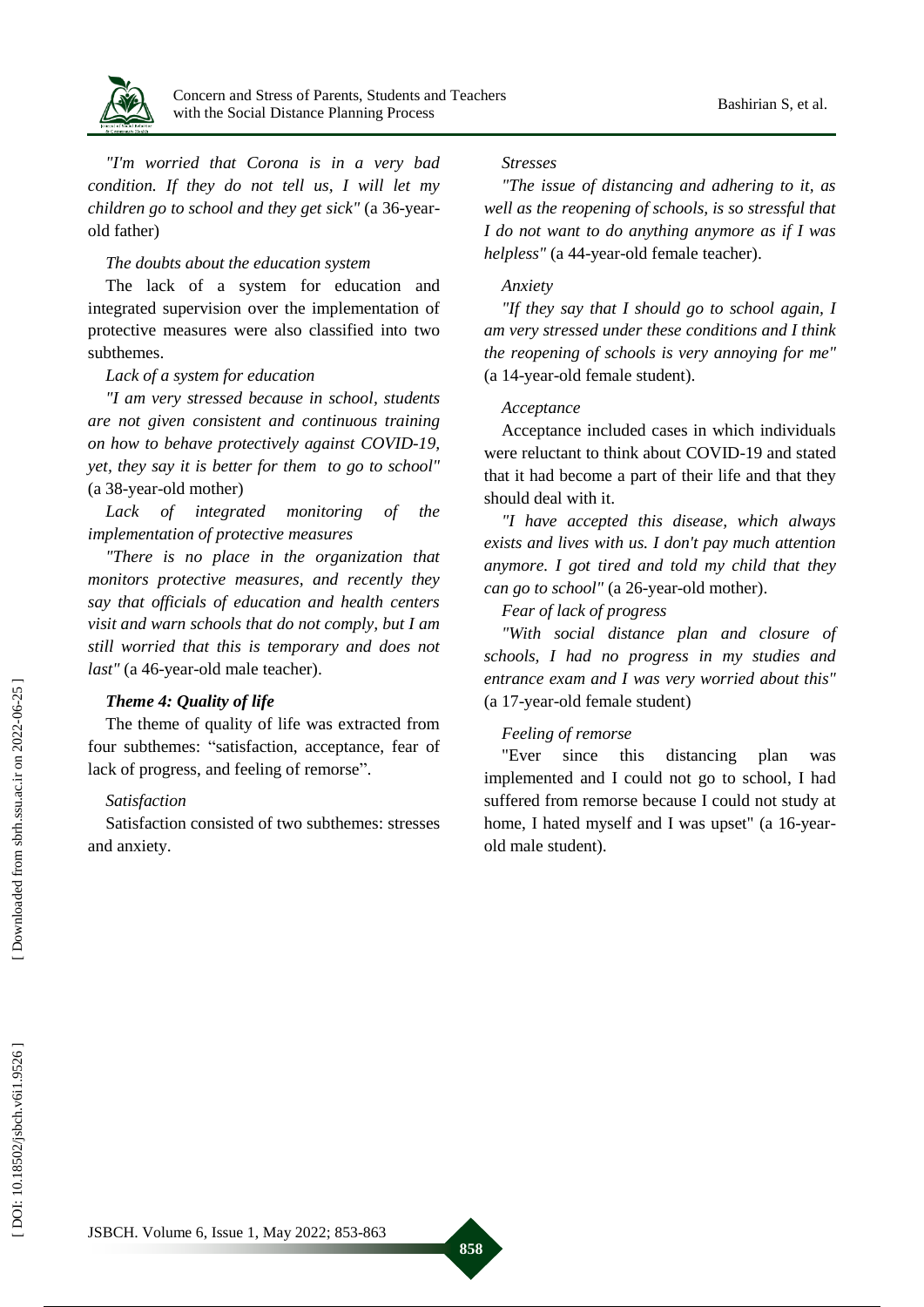*"I'm worried that Corona is in a very bad condition. If they do not tell us, I will let my children go to school and they get sick"* (a 36-year-old father)

*The doubts about the education system*

The lack of a system for education and integrated supervision over the implementation of protective measures were also classified into two subthemes.

*Lack of a system for education*

*"I am very stressed because in school, students are not given consistent and continuous training on how to behave protectively against COVID-19, yet, they say it is better for them to go to school"* (a 38-year-old mother)

*Lack of integrated monitoring of the implementation of protective measures*

*"There is no place in the organization that monitors protective measures, and recently they say that officials of education and health centers visit and warn schools that do not comply, but I am still worried that this is temporary and does not last"* (a 46-year-old male teacher).

***Theme 4: Quality of life***

The theme of quality of life was extracted from four subthemes: "satisfaction, acceptance, fear of lack of progress, and feeling of remorse".

*Satisfaction*

Satisfaction consisted of two subthemes: stresses and anxiety.

*Stresses*

*"The issue of distancing and adhering to it, as well as the reopening of schools, is so stressful that I do not want to do anything anymore as if I was helpless"* (a 44-year-old female teacher).

*Anxiety*

*"If they say that I should go to school again, I am very stressed under these conditions and I think the reopening of schools is very annoying for me"* (a 14-year-old female student).

*Acceptance*

Acceptance included cases in which individuals were reluctant to think about COVID-19 and stated that it had become a part of their life and that they should deal with it.

*"I have accepted this disease, which always exists and lives with us. I don't pay much attention anymore. I got tired and told my child that they can go to school"* (a 26-year-old mother).

*Fear of lack of progress*

*"With social distance plan and closure of schools, I had no progress in my studies and entrance exam and I was very worried about this"* (a 17-year-old female student)

*Feeling of remorse*

"Ever since this distancing plan was implemented and I could not go to school, I had suffered from remorse because I could not study at home, I hated myself and I was upset" (a 16-year-old male student).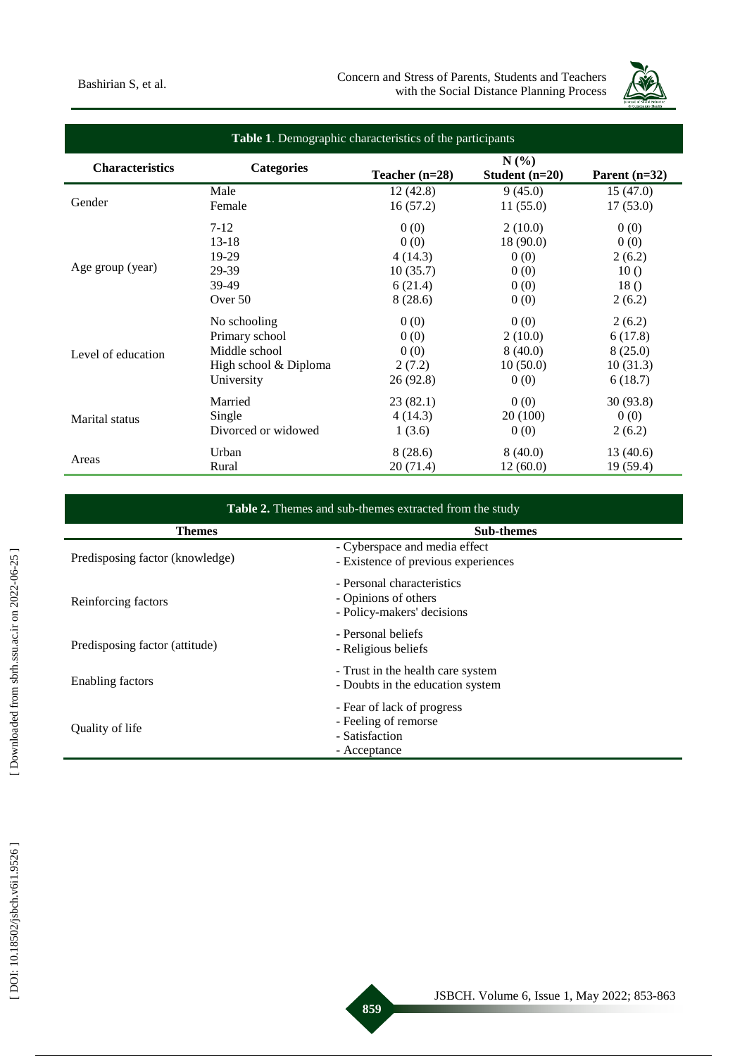**Table 1**. Demographic characteristics of the participants

| Characteristics | Categories | N (%) | | |
|---|---|---|---|---|
| | | Teacher (n=28) | Student (n=20) | Parent (n=32) |
| Gender | Male | 12 (42.8) | 9 (45.0) | 15 (47.0) |
| | Female | 16 (57.2) | 11 (55.0) | 17 (53.0) |
| Age group (year) | 7-12 | 0 (0) | 2 (10.0) | 0 (0) |
| | 13-18 | 0 (0) | 18 (90.0) | 0 (0) |
| | 19-29 | 4 (14.3) | 0 (0) | 2 (6.2) |
| | 29-39 | 10 (35.7) | 0 (0) | 10 () |
| | 39-49 | 6 (21.4) | 0 (0) | 18 () |
| | Over 50 | 8 (28.6) | 0 (0) | 2 (6.2) |
| Level of education | No schooling | 0 (0) | 0 (0) | 2 (6.2) |
| | Primary school | 0 (0) | 2 (10.0) | 6 (17.8) |
| | Middle school | 0 (0) | 8 (40.0) | 8 (25.0) |
| | High school & Diploma | 2 (7.2) | 10 (50.0) | 10 (31.3) |
| | University | 26 (92.8) | 0 (0) | 6 (18.7) |
| Marital status | Married | 23 (82.1) | 0 (0) | 30 (93.8) |
| | Single | 4 (14.3) | 20 (100) | 0 (0) |
| | Divorced or widowed | 1 (3.6) | 0 (0) | 2 (6.2) |
| Areas | Urban | 8 (28.6) | 8 (40.0) | 13 (40.6) |
| | Rural | 20 (71.4) | 12 (60.0) | 19 (59.4) |

**Table 2.** Themes and sub-themes extracted from the study

| Themes | Sub-themes |
|---|---|
| Predisposing factor (knowledge) | - Cyberspace and media effect<br>- Existence of previous experiences |
| Reinforcing factors | - Personal characteristics<br>- Opinions of others<br>- Policy-makers' decisions |
| Predisposing factor (attitude) | - Personal beliefs<br>- Religious beliefs |
| Enabling factors | - Trust in the health care system<br>- Doubts in the education system |
| Quality of life | - Fear of lack of progress<br>- Feeling of remorse<br>- Satisfaction<br>- Acceptance |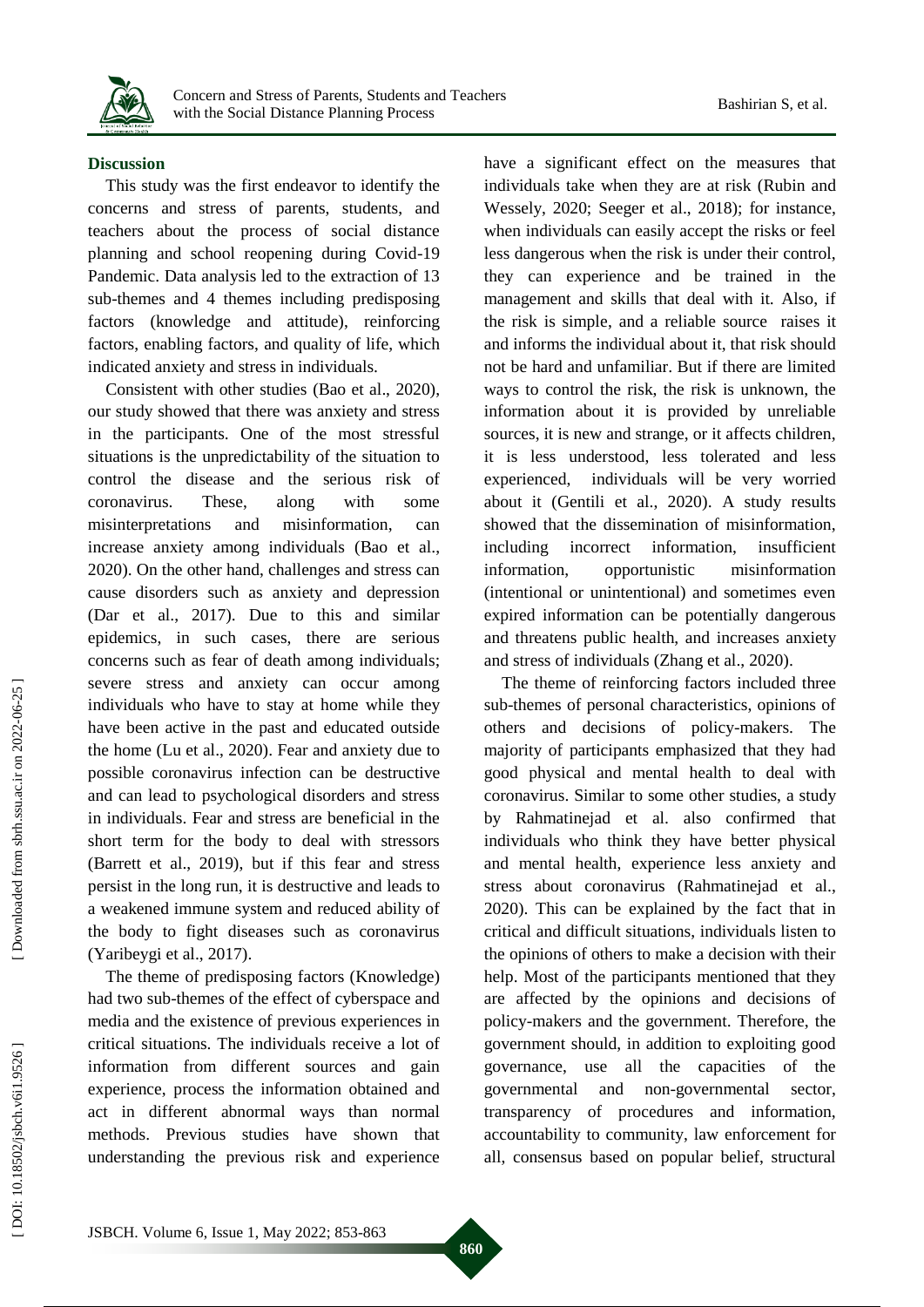## Discussion

This study was the first endeavor to identify the concerns and stress of parents, students, and teachers about the process of social distance planning and school reopening during Covid-19 Pandemic. Data analysis led to the extraction of 13 sub-themes and 4 themes including predisposing factors (knowledge and attitude), reinforcing factors, enabling factors, and quality of life, which indicated anxiety and stress in individuals.

Consistent with other studies (Bao et al., 2020), our study showed that there was anxiety and stress in the participants. One of the most stressful situations is the unpredictability of the situation to control the disease and the serious risk of coronavirus. These, along with some misinterpretations and misinformation, can increase anxiety among individuals (Bao et al., 2020). On the other hand, challenges and stress can cause disorders such as anxiety and depression (Dar et al., 2017). Due to this and similar epidemics, in such cases, there are serious concerns such as fear of death among individuals; severe stress and anxiety can occur among individuals who have to stay at home while they have been active in the past and educated outside the home (Lu et al., 2020). Fear and anxiety due to possible coronavirus infection can be destructive and can lead to psychological disorders and stress in individuals. Fear and stress are beneficial in the short term for the body to deal with stressors (Barrett et al., 2019), but if this fear and stress persist in the long run, it is destructive and leads to a weakened immune system and reduced ability of the body to fight diseases such as coronavirus (Yaribeygi et al., 2017).

The theme of predisposing factors (Knowledge) had two sub-themes of the effect of cyberspace and media and the existence of previous experiences in critical situations. The individuals receive a lot of information from different sources and gain experience, process the information obtained and act in different abnormal ways than normal methods. Previous studies have shown that understanding the previous risk and experience have a significant effect on the measures that individuals take when they are at risk (Rubin and Wessely, 2020; Seeger et al., 2018); for instance, when individuals can easily accept the risks or feel less dangerous when the risk is under their control, they can experience and be trained in the management and skills that deal with it. Also, if the risk is simple, and a reliable source raises it and informs the individual about it, that risk should not be hard and unfamiliar. But if there are limited ways to control the risk, the risk is unknown, the information about it is provided by unreliable sources, it is new and strange, or it affects children, it is less understood, less tolerated and less experienced, individuals will be very worried about it (Gentili et al., 2020). A study results showed that the dissemination of misinformation, including incorrect information, insufficient information, opportunistic misinformation (intentional or unintentional) and sometimes even expired information can be potentially dangerous and threatens public health, and increases anxiety and stress of individuals (Zhang et al., 2020).

The theme of reinforcing factors included three sub-themes of personal characteristics, opinions of others and decisions of policy-makers. The majority of participants emphasized that they had good physical and mental health to deal with coronavirus. Similar to some other studies, a study by Rahmatinejad et al. also confirmed that individuals who think they have better physical and mental health, experience less anxiety and stress about coronavirus (Rahmatinejad et al., 2020). This can be explained by the fact that in critical and difficult situations, individuals listen to the opinions of others to make a decision with their help. Most of the participants mentioned that they are affected by the opinions and decisions of policy-makers and the government. Therefore, the government should, in addition to exploiting good governance, use all the capacities of the governmental and non-governmental sector, transparency of procedures and information, accountability to community, law enforcement for all, consensus based on popular belief, structural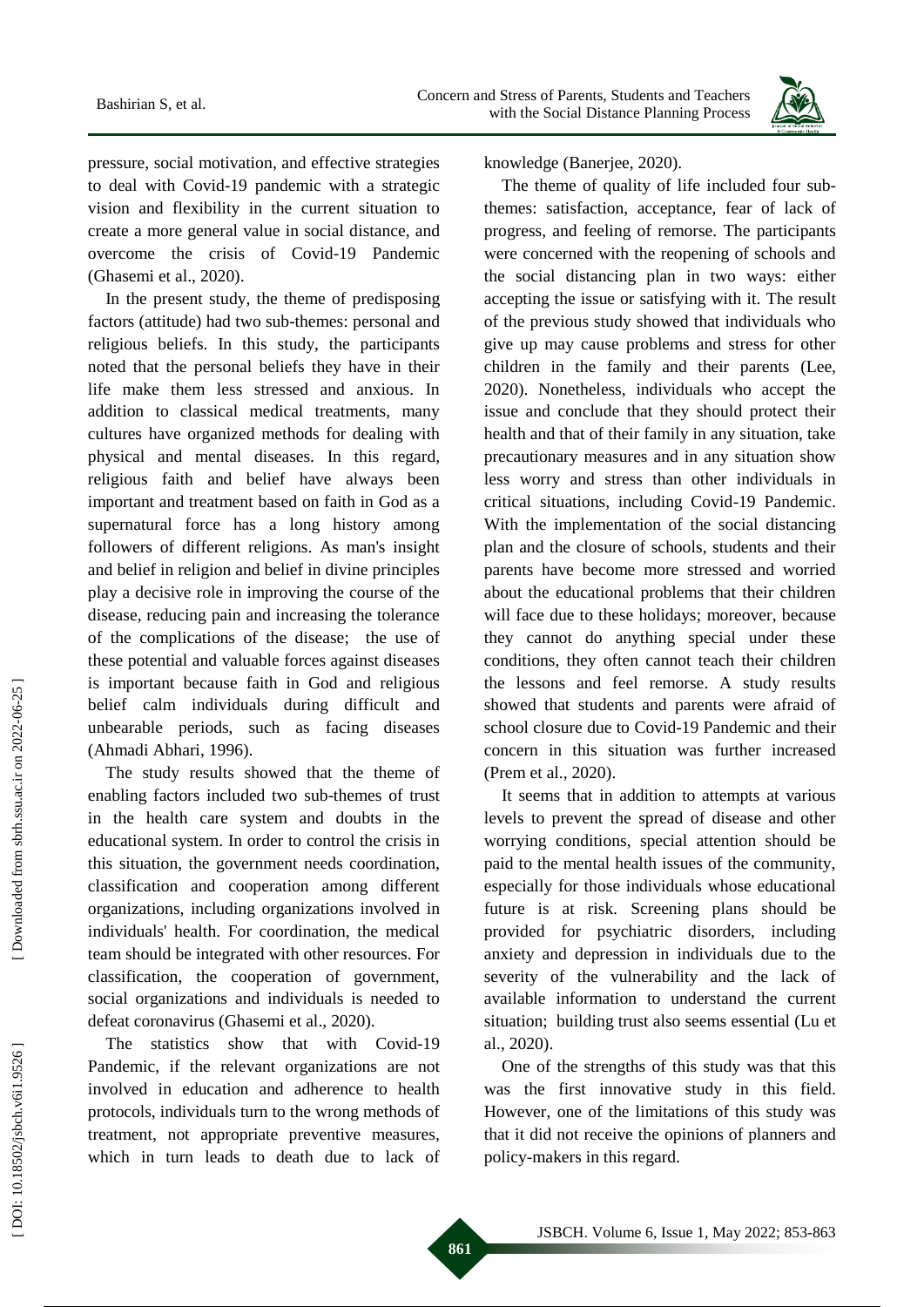pressure, social motivation, and effective strategies to deal with Covid-19 pandemic with a strategic vision and flexibility in the current situation to create a more general value in social distance, and overcome the crisis of Covid-19 Pandemic (Ghasemi et al., 2020).

In the present study, the theme of predisposing factors (attitude) had two sub-themes: personal and religious beliefs. In this study, the participants noted that the personal beliefs they have in their life make them less stressed and anxious. In addition to classical medical treatments, many cultures have organized methods for dealing with physical and mental diseases. In this regard, religious faith and belief have always been important and treatment based on faith in God as a supernatural force has a long history among followers of different religions. As man's insight and belief in religion and belief in divine principles play a decisive role in improving the course of the disease, reducing pain and increasing the tolerance of the complications of the disease; the use of these potential and valuable forces against diseases is important because faith in God and religious belief calm individuals during difficult and unbearable periods, such as facing diseases (Ahmadi Abhari, 1996).

The study results showed that the theme of enabling factors included two sub-themes of trust in the health care system and doubts in the educational system. In order to control the crisis in this situation, the government needs coordination, classification and cooperation among different organizations, including organizations involved in individuals' health. For coordination, the medical team should be integrated with other resources. For classification, the cooperation of government, social organizations and individuals is needed to defeat coronavirus (Ghasemi et al., 2020).

The statistics show that with Covid-19 Pandemic, if the relevant organizations are not involved in education and adherence to health protocols, individuals turn to the wrong methods of treatment, not appropriate preventive measures, which in turn leads to death due to lack of knowledge (Banerjee, 2020).

The theme of quality of life included four sub-themes: satisfaction, acceptance, fear of lack of progress, and feeling of remorse. The participants were concerned with the reopening of schools and the social distancing plan in two ways: either accepting the issue or satisfying with it. The result of the previous study showed that individuals who give up may cause problems and stress for other children in the family and their parents (Lee, 2020). Nonetheless, individuals who accept the issue and conclude that they should protect their health and that of their family in any situation, take precautionary measures and in any situation show less worry and stress than other individuals in critical situations, including Covid-19 Pandemic. With the implementation of the social distancing plan and the closure of schools, students and their parents have become more stressed and worried about the educational problems that their children will face due to these holidays; moreover, because they cannot do anything special under these conditions, they often cannot teach their children the lessons and feel remorse. A study results showed that students and parents were afraid of school closure due to Covid-19 Pandemic and their concern in this situation was further increased (Prem et al., 2020).

It seems that in addition to attempts at various levels to prevent the spread of disease and other worrying conditions, special attention should be paid to the mental health issues of the community, especially for those individuals whose educational future is at risk. Screening plans should be provided for psychiatric disorders, including anxiety and depression in individuals due to the severity of the vulnerability and the lack of available information to understand the current situation; building trust also seems essential (Lu et al., 2020).

One of the strengths of this study was that this was the first innovative study in this field. However, one of the limitations of this study was that it did not receive the opinions of planners and policy-makers in this regard.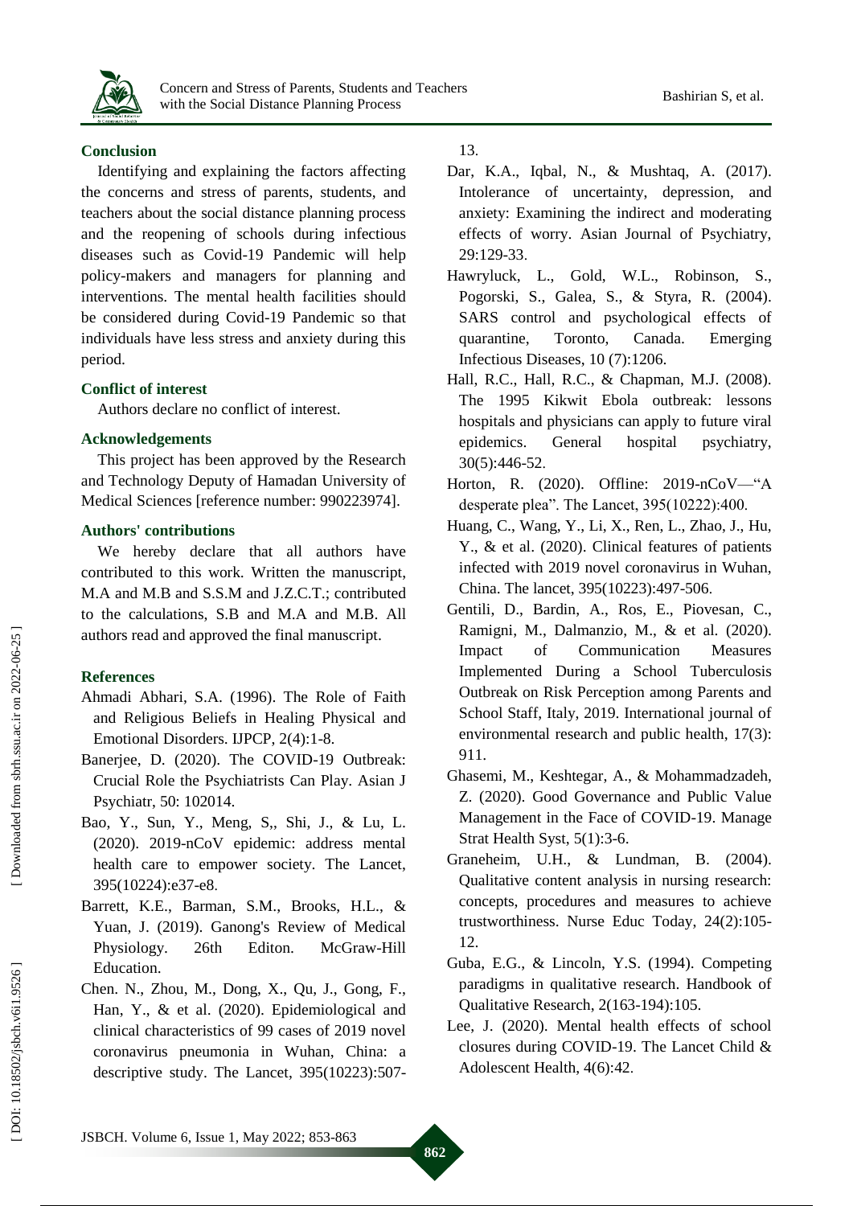## Conclusion

Identifying and explaining the factors affecting the concerns and stress of parents, students, and teachers about the social distance planning process and the reopening of schools during infectious diseases such as Covid-19 Pandemic will help policy-makers and managers for planning and interventions. The mental health facilities should be considered during Covid-19 Pandemic so that individuals have less stress and anxiety during this period.

## Conflict of interest

Authors declare no conflict of interest.

## Acknowledgements

This project has been approved by the Research and Technology Deputy of Hamadan University of Medical Sciences [reference number: 990223974].

## Authors' contributions

We hereby declare that all authors have contributed to this work. Written the manuscript, M.A and M.B and S.S.M and J.Z.C.T.; contributed to the calculations, S.B and M.A and M.B. All authors read and approved the final manuscript.

## References

Ahmadi Abhari, S.A. (1996). The Role of Faith and Religious Beliefs in Healing Physical and Emotional Disorders. IJPCP, 2(4):1-8.

Banerjee, D. (2020). The COVID-19 Outbreak: Crucial Role the Psychiatrists Can Play. Asian J Psychiatr, 50: 102014.

Bao, Y., Sun, Y., Meng, S,, Shi, J., & Lu, L. (2020). 2019-nCoV epidemic: address mental health care to empower society. The Lancet, 395(10224):e37-e8.

Barrett, K.E., Barman, S.M., Brooks, H.L., & Yuan, J. (2019). Ganong's Review of Medical Physiology. 26th Editon. McGraw-Hill Education.

Chen. N., Zhou, M., Dong, X., Qu, J., Gong, F., Han, Y., & et al. (2020). Epidemiological and clinical characteristics of 99 cases of 2019 novel coronavirus pneumonia in Wuhan, China: a descriptive study. The Lancet, 395(10223):507-13.

Dar, K.A., Iqbal, N., & Mushtaq, A. (2017). Intolerance of uncertainty, depression, and anxiety: Examining the indirect and moderating effects of worry. Asian Journal of Psychiatry, 29:129-33.

Hawryluck, L., Gold, W.L., Robinson, S., Pogorski, S., Galea, S., & Styra, R. (2004). SARS control and psychological effects of quarantine, Toronto, Canada. Emerging Infectious Diseases, 10 (7):1206.

Hall, R.C., Hall, R.C., & Chapman, M.J. (2008). The 1995 Kikwit Ebola outbreak: lessons hospitals and physicians can apply to future viral epidemics. General hospital psychiatry, 30(5):446-52.

Horton, R. (2020). Offline: 2019-nCoV—"A desperate plea". The Lancet, 395(10222):400.

Huang, C., Wang, Y., Li, X., Ren, L., Zhao, J., Hu, Y., & et al. (2020). Clinical features of patients infected with 2019 novel coronavirus in Wuhan, China. The lancet, 395(10223):497-506.

Gentili, D., Bardin, A., Ros, E., Piovesan, C., Ramigni, M., Dalmanzio, M., & et al. (2020). Impact of Communication Measures Implemented During a School Tuberculosis Outbreak on Risk Perception among Parents and School Staff, Italy, 2019. International journal of environmental research and public health, 17(3): 911.

Ghasemi, M., Keshtegar, A., & Mohammadzadeh, Z. (2020). Good Governance and Public Value Management in the Face of COVID-19. Manage Strat Health Syst, 5(1):3-6.

Graneheim, U.H., & Lundman, B. (2004). Qualitative content analysis in nursing research: concepts, procedures and measures to achieve trustworthiness. Nurse Educ Today, 24(2):105-12.

Guba, E.G., & Lincoln, Y.S. (1994). Competing paradigms in qualitative research. Handbook of Qualitative Research, 2(163-194):105.

Lee, J. (2020). Mental health effects of school closures during COVID-19. The Lancet Child & Adolescent Health, 4(6):42.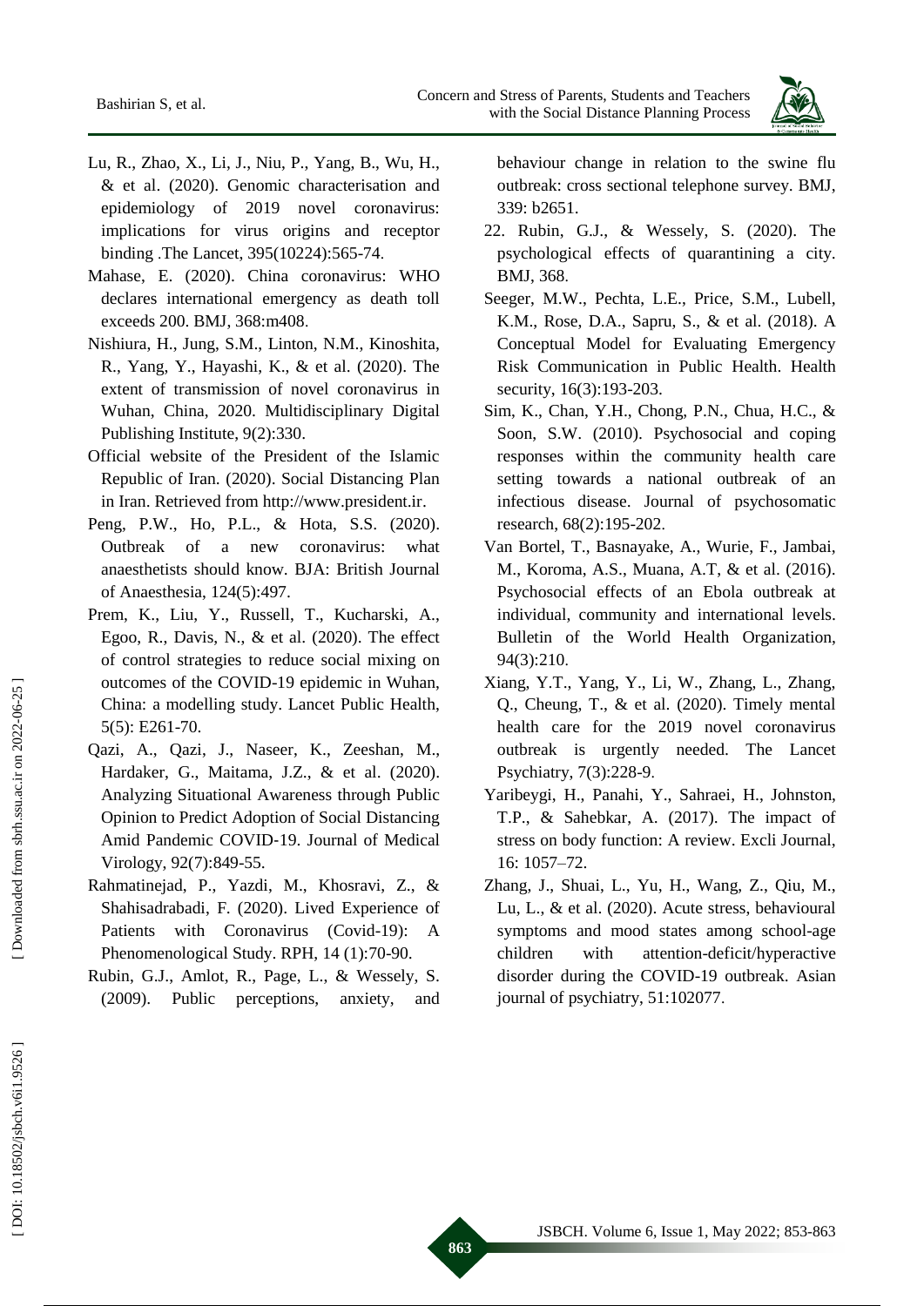Lu, R., Zhao, X., Li, J., Niu, P., Yang, B., Wu, H., & et al. (2020). Genomic characterisation and epidemiology of 2019 novel coronavirus: implications for virus origins and receptor binding .The Lancet, 395(10224):565-74.

Mahase, E. (2020). China coronavirus: WHO declares international emergency as death toll exceeds 200. BMJ, 368:m408.

Nishiura, H., Jung, S.M., Linton, N.M., Kinoshita, R., Yang, Y., Hayashi, K., & et al. (2020). The extent of transmission of novel coronavirus in Wuhan, China, 2020. Multidisciplinary Digital Publishing Institute, 9(2):330.

Official website of the President of the Islamic Republic of Iran. (2020). Social Distancing Plan in Iran. Retrieved from http://www.president.ir.

Peng, P.W., Ho, P.L., & Hota, S.S. (2020). Outbreak of a new coronavirus: what anaesthetists should know. BJA: British Journal of Anaesthesia, 124(5):497.

Prem, K., Liu, Y., Russell, T., Kucharski, A., Egoo, R., Davis, N., & et al. (2020). The effect of control strategies to reduce social mixing on outcomes of the COVID-19 epidemic in Wuhan, China: a modelling study. Lancet Public Health, 5(5): E261-70.

Qazi, A., Qazi, J., Naseer, K., Zeeshan, M., Hardaker, G., Maitama, J.Z., & et al. (2020). Analyzing Situational Awareness through Public Opinion to Predict Adoption of Social Distancing Amid Pandemic COVID‐19. Journal of Medical Virology, 92(7):849-55.

Rahmatinejad, P., Yazdi, M., Khosravi, Z., & Shahisadrabadi, F. (2020). Lived Experience of Patients with Coronavirus (Covid-19): A Phenomenological Study. RPH, 14 (1):70-90.

Rubin, G.J., Amlot, R., Page, L., & Wessely, S. (2009). Public perceptions, anxiety, and behaviour change in relation to the swine flu outbreak: cross sectional telephone survey. BMJ, 339: b2651.

22. Rubin, G.J., & Wessely, S. (2020). The psychological effects of quarantining a city. BMJ, 368.

Seeger, M.W., Pechta, L.E., Price, S.M., Lubell, K.M., Rose, D.A., Sapru, S., & et al. (2018). A Conceptual Model for Evaluating Emergency Risk Communication in Public Health. Health security, 16(3):193-203.

Sim, K., Chan, Y.H., Chong, P.N., Chua, H.C., & Soon, S.W. (2010). Psychosocial and coping responses within the community health care setting towards a national outbreak of an infectious disease. Journal of psychosomatic research, 68(2):195-202.

Van Bortel, T., Basnayake, A., Wurie, F., Jambai, M., Koroma, A.S., Muana, A.T, & et al. (2016). Psychosocial effects of an Ebola outbreak at individual, community and international levels. Bulletin of the World Health Organization, 94(3):210.

Xiang, Y.T., Yang, Y., Li, W., Zhang, L., Zhang, Q., Cheung, T., & et al. (2020). Timely mental health care for the 2019 novel coronavirus outbreak is urgently needed. The Lancet Psychiatry, 7(3):228-9.

Yaribeygi, H., Panahi, Y., Sahraei, H., Johnston, T.P., & Sahebkar, A. (2017). The impact of stress on body function: A review. Excli Journal, 16: 1057–72.

Zhang, J., Shuai, L., Yu, H., Wang, Z., Qiu, M., Lu, L., & et al. (2020). Acute stress, behavioural symptoms and mood states among school-age children with attention-deficit/hyperactive disorder during the COVID-19 outbreak. Asian journal of psychiatry, 51:102077.